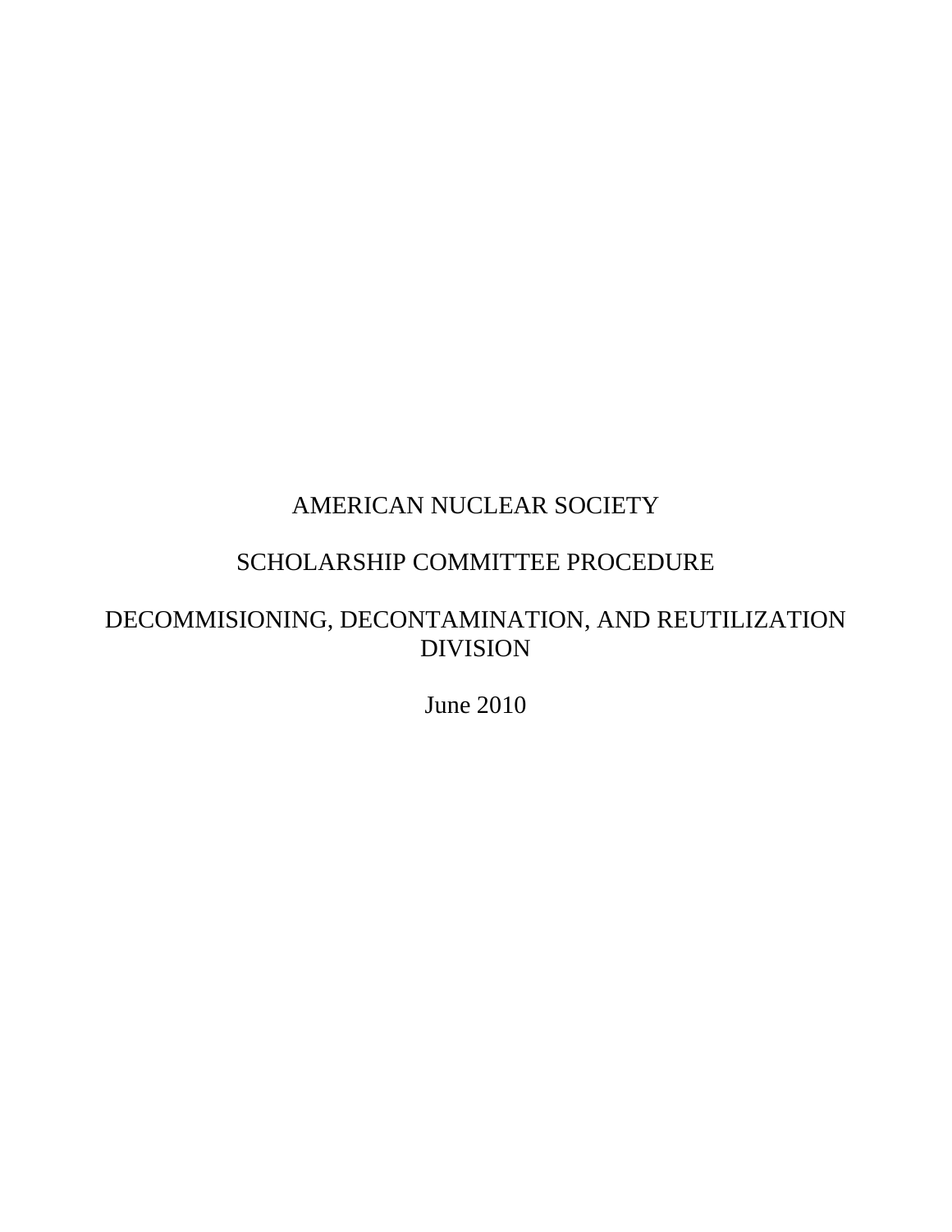# AMERICAN NUCLEAR SOCIETY

## SCHOLARSHIP COMMITTEE PROCEDURE

## DECOMMISIONING, DECONTAMINATION, AND REUTILIZATION DIVISION

June 2010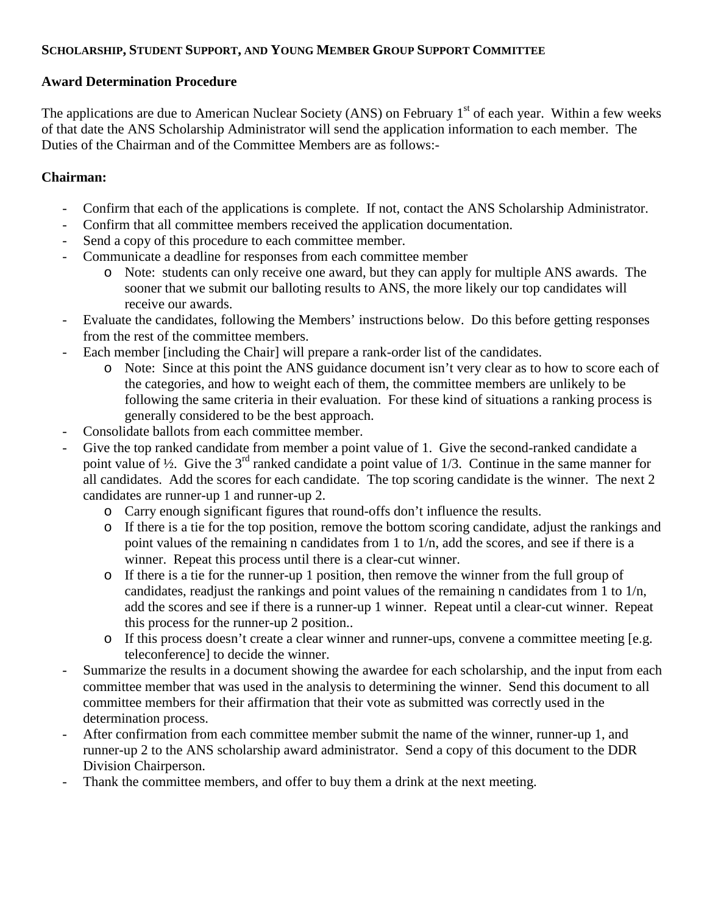**SCHOLARSHIP, STUDENT SUPPORT, AND YOUNG MEMBER GROUP SUPPORT COMMITTEE**

**Award Determination Procedure**

The applications are due to American Nuclear Society (ANS) on February 1st of each year. Within a few weeks of that date the ANS Scholarship Administrator will send the application information to each member. The Duties of the Chairman and of the Committee Members are as follows:-

**Chairman:**

- Confirm that each of the applications is complete. If not, contact the ANS Scholarship Administrator.
- Confirm that all committee members received the application documentation.
- Send a copy of this procedure to each committee member.
- Communicate a deadline for responses from each committee member
  - Note: students can only receive one award, but they can apply for multiple ANS awards. The sooner that we submit our balloting results to ANS, the more likely our top candidates will receive our awards.
- Evaluate the candidates, following the Members' instructions below. Do this before getting responses from the rest of the committee members.
- Each member [including the Chair] will prepare a rank-order list of the candidates.
  - Note: Since at this point the ANS guidance document isn't very clear as to how to score each of the categories, and how to weight each of them, the committee members are unlikely to be following the same criteria in their evaluation. For these kind of situations a ranking process is generally considered to be the best approach.
- Consolidate ballots from each committee member.
- Give the top ranked candidate from member a point value of 1. Give the second-ranked candidate a point value of ½. Give the 3rd ranked candidate a point value of 1/3. Continue in the same manner for all candidates. Add the scores for each candidate. The top scoring candidate is the winner. The next 2 candidates are runner-up 1 and runner-up 2.
  - Carry enough significant figures that round-offs don't influence the results.
  - If there is a tie for the top position, remove the bottom scoring candidate, adjust the rankings and point values of the remaining n candidates from 1 to 1/n, add the scores, and see if there is a winner. Repeat this process until there is a clear-cut winner.
  - If there is a tie for the runner-up 1 position, then remove the winner from the full group of candidates, readjust the rankings and point values of the remaining n candidates from 1 to 1/n, add the scores and see if there is a runner-up 1 winner. Repeat until a clear-cut winner. Repeat this process for the runner-up 2 position..
  - If this process doesn't create a clear winner and runner-ups, convene a committee meeting [e.g. teleconference] to decide the winner.
- Summarize the results in a document showing the awardee for each scholarship, and the input from each committee member that was used in the analysis to determining the winner. Send this document to all committee members for their affirmation that their vote as submitted was correctly used in the determination process.
- After confirmation from each committee member submit the name of the winner, runner-up 1, and runner-up 2 to the ANS scholarship award administrator. Send a copy of this document to the DDR Division Chairperson.
- Thank the committee members, and offer to buy them a drink at the next meeting.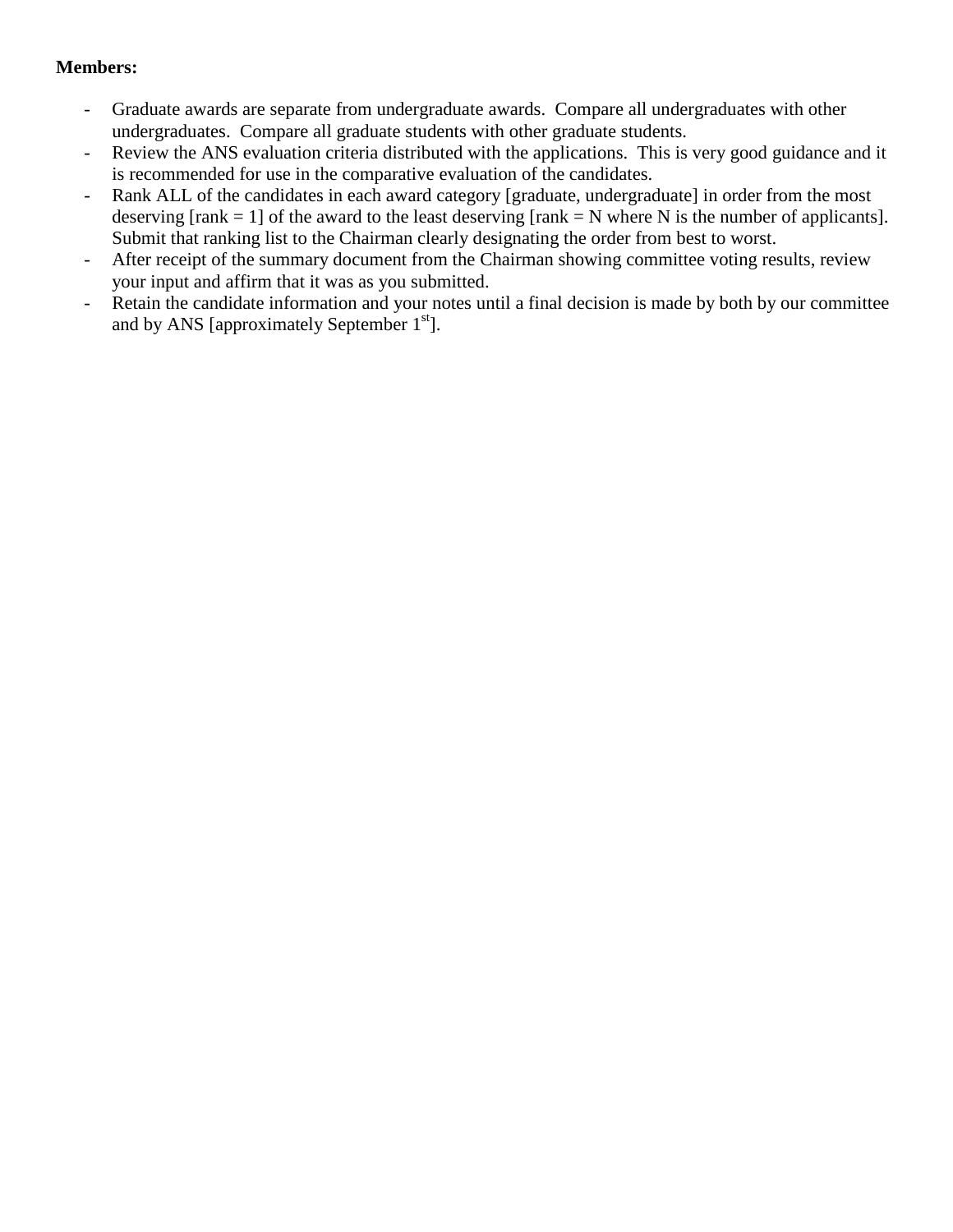**Members:**

- Graduate awards are separate from undergraduate awards. Compare all undergraduates with other undergraduates. Compare all graduate students with other graduate students.
- Review the ANS evaluation criteria distributed with the applications. This is very good guidance and it is recommended for use in the comparative evaluation of the candidates.
- Rank ALL of the candidates in each award category [graduate, undergraduate] in order from the most deserving [rank = 1] of the award to the least deserving [rank = N where N is the number of applicants]. Submit that ranking list to the Chairman clearly designating the order from best to worst.
- After receipt of the summary document from the Chairman showing committee voting results, review your input and affirm that it was as you submitted.
- Retain the candidate information and your notes until a final decision is made by both by our committee and by ANS [approximately September 1st].